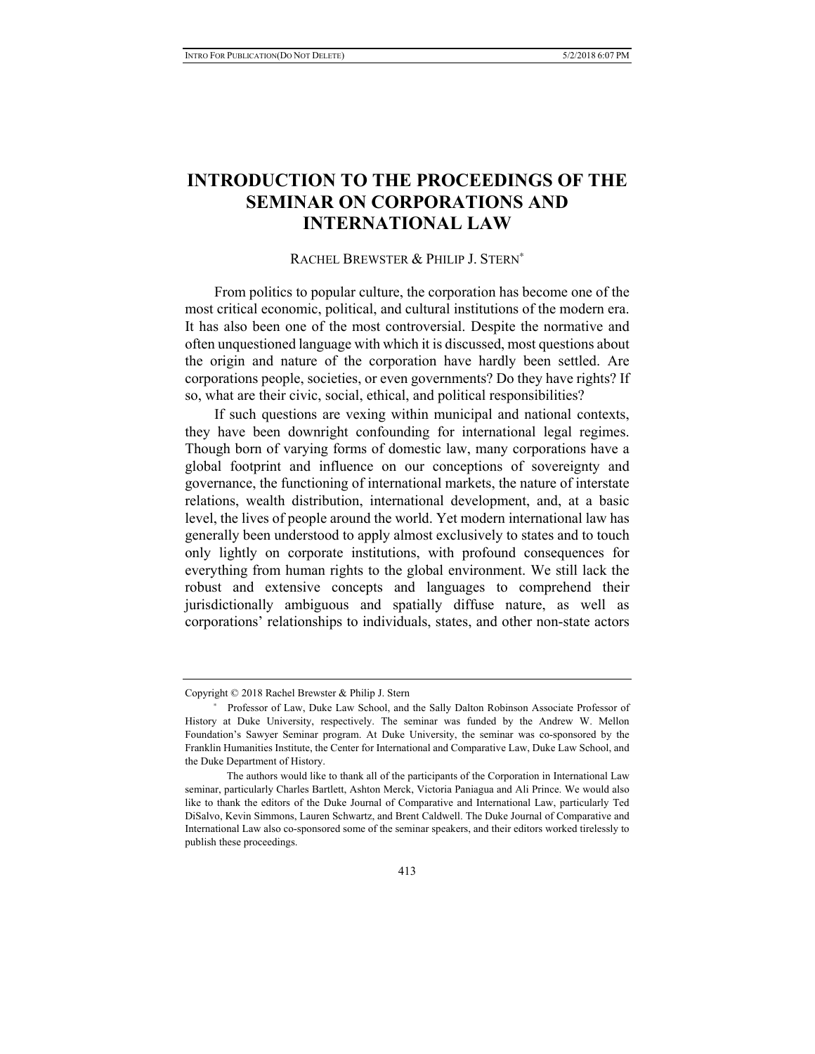# INTRODUCTION TO THE PROCEEDINGS OF THE SEMINAR ON CORPORATIONS AND INTERNATIONAL LAW

RACHEL BREWSTER & PHILIP J. STERN*

From politics to popular culture, the corporation has become one of the most critical economic, political, and cultural institutions of the modern era. It has also been one of the most controversial. Despite the normative and often unquestioned language with which it is discussed, most questions about the origin and nature of the corporation have hardly been settled. Are corporations people, societies, or even governments? Do they have rights? If so, what are their civic, social, ethical, and political responsibilities?

If such questions are vexing within municipal and national contexts, they have been downright confounding for international legal regimes. Though born of varying forms of domestic law, many corporations have a global footprint and influence on our conceptions of sovereignty and governance, the functioning of international markets, the nature of interstate relations, wealth distribution, international development, and, at a basic level, the lives of people around the world. Yet modern international law has generally been understood to apply almost exclusively to states and to touch only lightly on corporate institutions, with profound consequences for everything from human rights to the global environment. We still lack the robust and extensive concepts and languages to comprehend their jurisdictionally ambiguous and spatially diffuse nature, as well as corporations' relationships to individuals, states, and other non-state actors

---

Copyright © 2018 Rachel Brewster & Philip J. Stern

\* Professor of Law, Duke Law School, and the Sally Dalton Robinson Associate Professor of History at Duke University, respectively. The seminar was funded by the Andrew W. Mellon Foundation's Sawyer Seminar program. At Duke University, the seminar was co-sponsored by the Franklin Humanities Institute, the Center for International and Comparative Law, Duke Law School, and the Duke Department of History.

The authors would like to thank all of the participants of the Corporation in International Law seminar, particularly Charles Bartlett, Ashton Merck, Victoria Paniagua and Ali Prince. We would also like to thank the editors of the Duke Journal of Comparative and International Law, particularly Ted DiSalvo, Kevin Simmons, Lauren Schwartz, and Brent Caldwell. The Duke Journal of Comparative and International Law also co-sponsored some of the seminar speakers, and their editors worked tirelessly to publish these proceedings.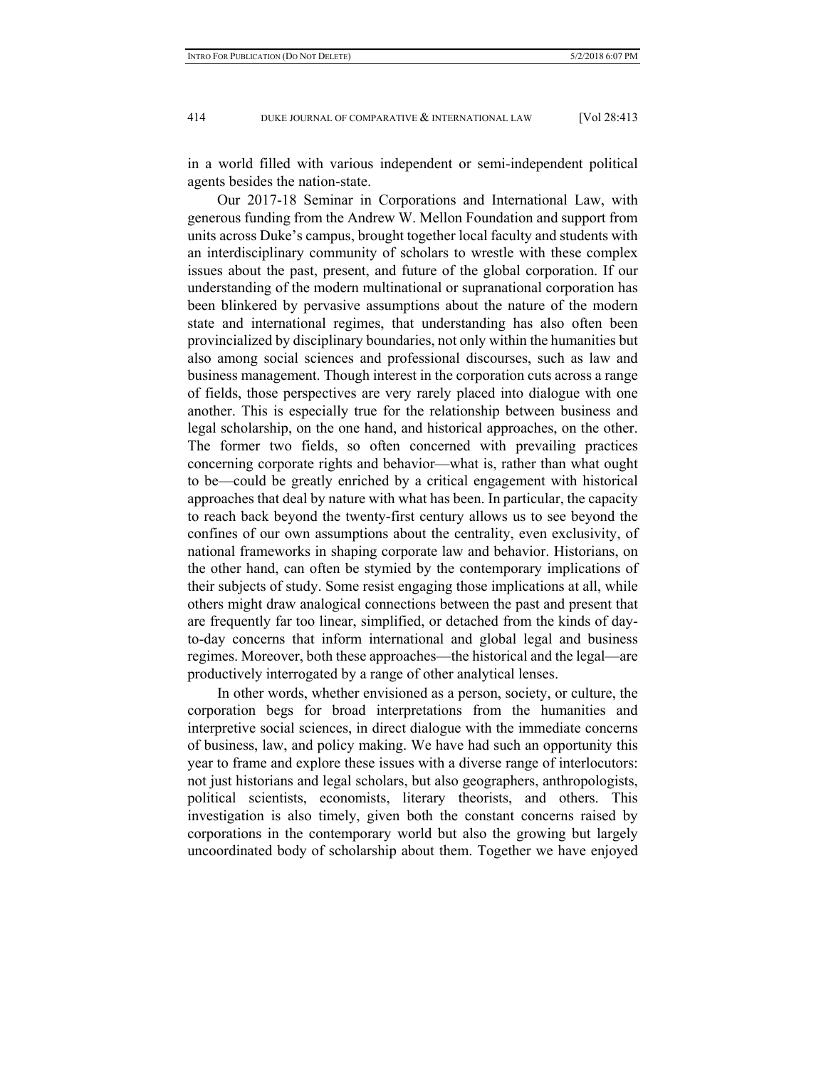in a world filled with various independent or semi-independent political agents besides the nation-state.

Our 2017-18 Seminar in Corporations and International Law, with generous funding from the Andrew W. Mellon Foundation and support from units across Duke's campus, brought together local faculty and students with an interdisciplinary community of scholars to wrestle with these complex issues about the past, present, and future of the global corporation. If our understanding of the modern multinational or supranational corporation has been blinkered by pervasive assumptions about the nature of the modern state and international regimes, that understanding has also often been provincialized by disciplinary boundaries, not only within the humanities but also among social sciences and professional discourses, such as law and business management. Though interest in the corporation cuts across a range of fields, those perspectives are very rarely placed into dialogue with one another. This is especially true for the relationship between business and legal scholarship, on the one hand, and historical approaches, on the other. The former two fields, so often concerned with prevailing practices concerning corporate rights and behavior—what is, rather than what ought to be—could be greatly enriched by a critical engagement with historical approaches that deal by nature with what has been. In particular, the capacity to reach back beyond the twenty-first century allows us to see beyond the confines of our own assumptions about the centrality, even exclusivity, of national frameworks in shaping corporate law and behavior. Historians, on the other hand, can often be stymied by the contemporary implications of their subjects of study. Some resist engaging those implications at all, while others might draw analogical connections between the past and present that are frequently far too linear, simplified, or detached from the kinds of day-to-day concerns that inform international and global legal and business regimes. Moreover, both these approaches—the historical and the legal—are productively interrogated by a range of other analytical lenses.

In other words, whether envisioned as a person, society, or culture, the corporation begs for broad interpretations from the humanities and interpretive social sciences, in direct dialogue with the immediate concerns of business, law, and policy making. We have had such an opportunity this year to frame and explore these issues with a diverse range of interlocutors: not just historians and legal scholars, but also geographers, anthropologists, political scientists, economists, literary theorists, and others. This investigation is also timely, given both the constant concerns raised by corporations in the contemporary world but also the growing but largely uncoordinated body of scholarship about them. Together we have enjoyed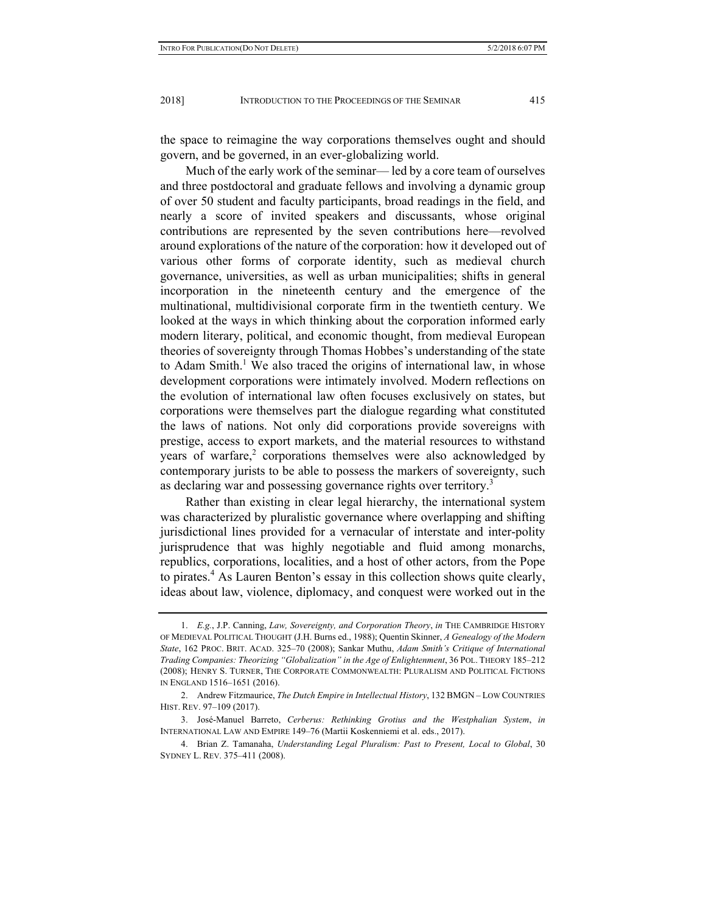the space to reimagine the way corporations themselves ought and should govern, and be governed, in an ever-globalizing world.

Much of the early work of the seminar— led by a core team of ourselves and three postdoctoral and graduate fellows and involving a dynamic group of over 50 student and faculty participants, broad readings in the field, and nearly a score of invited speakers and discussants, whose original contributions are represented by the seven contributions here—revolved around explorations of the nature of the corporation: how it developed out of various other forms of corporate identity, such as medieval church governance, universities, as well as urban municipalities; shifts in general incorporation in the nineteenth century and the emergence of the multinational, multidivisional corporate firm in the twentieth century. We looked at the ways in which thinking about the corporation informed early modern literary, political, and economic thought, from medieval European theories of sovereignty through Thomas Hobbes's understanding of the state to Adam Smith.[1] We also traced the origins of international law, in whose development corporations were intimately involved. Modern reflections on the evolution of international law often focuses exclusively on states, but corporations were themselves part the dialogue regarding what constituted the laws of nations. Not only did corporations provide sovereigns with prestige, access to export markets, and the material resources to withstand years of warfare,[2] corporations themselves were also acknowledged by contemporary jurists to be able to possess the markers of sovereignty, such as declaring war and possessing governance rights over territory.[3]

Rather than existing in clear legal hierarchy, the international system was characterized by pluralistic governance where overlapping and shifting jurisdictional lines provided for a vernacular of interstate and inter-polity jurisprudence that was highly negotiable and fluid among monarchs, republics, corporations, localities, and a host of other actors, from the Pope to pirates.[4] As Lauren Benton's essay in this collection shows quite clearly, ideas about law, violence, diplomacy, and conquest were worked out in the

---

1. *E.g.*, J.P. Canning, *Law, Sovereignty, and Corporation Theory*, *in* THE CAMBRIDGE HISTORY OF MEDIEVAL POLITICAL THOUGHT (J.H. Burns ed., 1988); Quentin Skinner, *A Genealogy of the Modern State*, 162 PROC. BRIT. ACAD. 325–70 (2008); Sankar Muthu, *Adam Smith's Critique of International Trading Companies: Theorizing "Globalization" in the Age of Enlightenment*, 36 POL. THEORY 185–212 (2008); HENRY S. TURNER, THE CORPORATE COMMONWEALTH: PLURALISM AND POLITICAL FICTIONS IN ENGLAND 1516–1651 (2016).

2. Andrew Fitzmaurice, *The Dutch Empire in Intellectual History*, 132 BMGN – LOW COUNTRIES HIST. REV. 97–109 (2017).

3. José-Manuel Barreto, *Cerberus: Rethinking Grotius and the Westphalian System*, *in* INTERNATIONAL LAW AND EMPIRE 149–76 (Martii Koskenniemi et al. eds., 2017).

4. Brian Z. Tamanaha, *Understanding Legal Pluralism: Past to Present, Local to Global*, 30 SYDNEY L. REV. 375–411 (2008).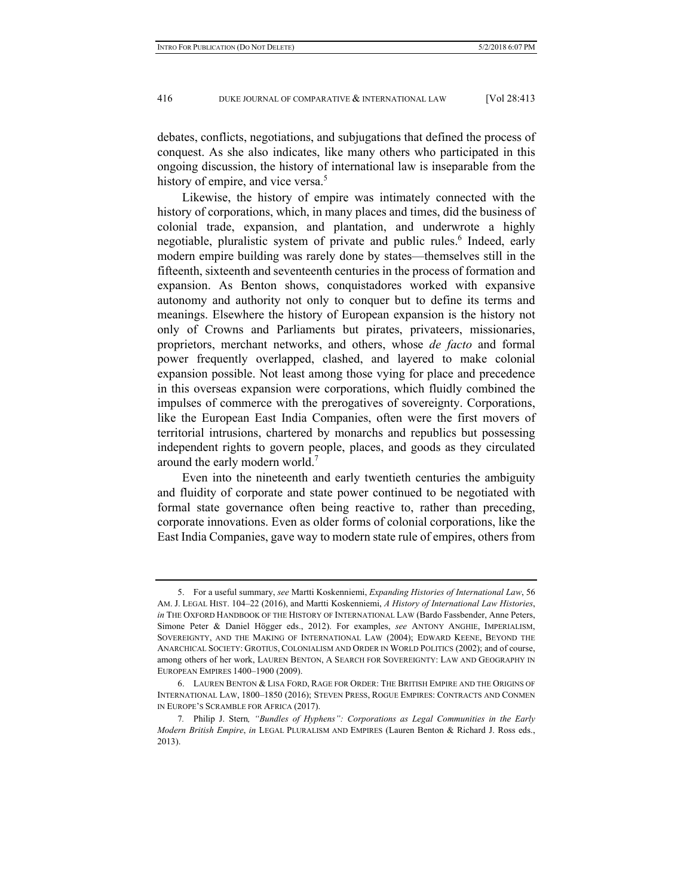debates, conflicts, negotiations, and subjugations that defined the process of conquest. As she also indicates, like many others who participated in this ongoing discussion, the history of international law is inseparable from the history of empire, and vice versa.[5]

Likewise, the history of empire was intimately connected with the history of corporations, which, in many places and times, did the business of colonial trade, expansion, and plantation, and underwrote a highly negotiable, pluralistic system of private and public rules.[6] Indeed, early modern empire building was rarely done by states—themselves still in the fifteenth, sixteenth and seventeenth centuries in the process of formation and expansion. As Benton shows, conquistadores worked with expansive autonomy and authority not only to conquer but to define its terms and meanings. Elsewhere the history of European expansion is the history not only of Crowns and Parliaments but pirates, privateers, missionaries, proprietors, merchant networks, and others, whose *de facto* and formal power frequently overlapped, clashed, and layered to make colonial expansion possible. Not least among those vying for place and precedence in this overseas expansion were corporations, which fluidly combined the impulses of commerce with the prerogatives of sovereignty. Corporations, like the European East India Companies, often were the first movers of territorial intrusions, chartered by monarchs and republics but possessing independent rights to govern people, places, and goods as they circulated around the early modern world.[7]

Even into the nineteenth and early twentieth centuries the ambiguity and fluidity of corporate and state power continued to be negotiated with formal state governance often being reactive to, rather than preceding, corporate innovations. Even as older forms of colonial corporations, like the East India Companies, gave way to modern state rule of empires, others from

---

5. For a useful summary, *see* Martti Koskenniemi, *Expanding Histories of International Law*, 56 AM. J. LEGAL HIST. 104–22 (2016), and Martti Koskenniemi, *A History of International Law Histories*, *in* THE OXFORD HANDBOOK OF THE HISTORY OF INTERNATIONAL LAW (Bardo Fassbender, Anne Peters, Simone Peter & Daniel Högger eds., 2012). For examples, *see* ANTONY ANGHIE, IMPERIALISM, SOVEREIGNTY, AND THE MAKING OF INTERNATIONAL LAW (2004); EDWARD KEENE, BEYOND THE ANARCHICAL SOCIETY: GROTIUS, COLONIALISM AND ORDER IN WORLD POLITICS (2002); and of course, among others of her work, LAUREN BENTON, A SEARCH FOR SOVEREIGNTY: LAW AND GEOGRAPHY IN EUROPEAN EMPIRES 1400–1900 (2009).

6. LAUREN BENTON & LISA FORD, RAGE FOR ORDER: THE BRITISH EMPIRE AND THE ORIGINS OF INTERNATIONAL LAW, 1800–1850 (2016); STEVEN PRESS, ROGUE EMPIRES: CONTRACTS AND CONMEN IN EUROPE'S SCRAMBLE FOR AFRICA (2017).

7. Philip J. Stern, *"Bundles of Hyphens": Corporations as Legal Communities in the Early Modern British Empire*, *in* LEGAL PLURALISM AND EMPIRES (Lauren Benton & Richard J. Ross eds., 2013).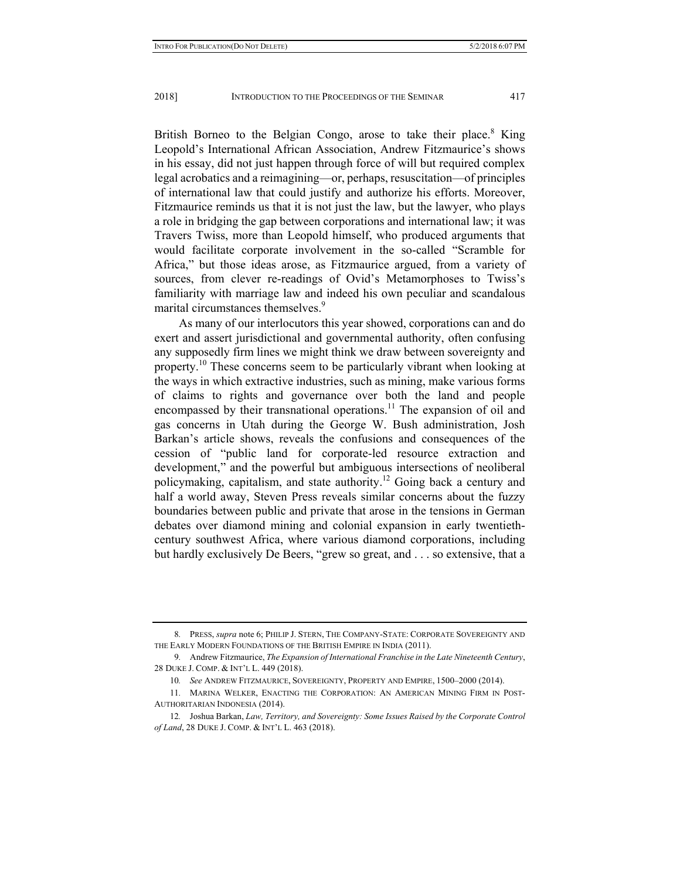British Borneo to the Belgian Congo, arose to take their place.[8] King Leopold's International African Association, Andrew Fitzmaurice's shows in his essay, did not just happen through force of will but required complex legal acrobatics and a reimagining—or, perhaps, resuscitation—of principles of international law that could justify and authorize his efforts. Moreover, Fitzmaurice reminds us that it is not just the law, but the lawyer, who plays a role in bridging the gap between corporations and international law; it was Travers Twiss, more than Leopold himself, who produced arguments that would facilitate corporate involvement in the so-called "Scramble for Africa," but those ideas arose, as Fitzmaurice argued, from a variety of sources, from clever re-readings of Ovid's Metamorphoses to Twiss's familiarity with marriage law and indeed his own peculiar and scandalous marital circumstances themselves.[9]

As many of our interlocutors this year showed, corporations can and do exert and assert jurisdictional and governmental authority, often confusing any supposedly firm lines we might think we draw between sovereignty and property.[10] These concerns seem to be particularly vibrant when looking at the ways in which extractive industries, such as mining, make various forms of claims to rights and governance over both the land and people encompassed by their transnational operations.[11] The expansion of oil and gas concerns in Utah during the George W. Bush administration, Josh Barkan's article shows, reveals the confusions and consequences of the cession of "public land for corporate-led resource extraction and development," and the powerful but ambiguous intersections of neoliberal policymaking, capitalism, and state authority.[12] Going back a century and half a world away, Steven Press reveals similar concerns about the fuzzy boundaries between public and private that arose in the tensions in German debates over diamond mining and colonial expansion in early twentieth-century southwest Africa, where various diamond corporations, including but hardly exclusively De Beers, "grew so great, and . . . so extensive, that a

---

8. PRESS, *supra* note 6; PHILIP J. STERN, THE COMPANY-STATE: CORPORATE SOVEREIGNTY AND THE EARLY MODERN FOUNDATIONS OF THE BRITISH EMPIRE IN INDIA (2011).

9. Andrew Fitzmaurice, *The Expansion of International Franchise in the Late Nineteenth Century*, 28 DUKE J. COMP. & INT'L L. 449 (2018).

10. *See* ANDREW FITZMAURICE, SOVEREIGNTY, PROPERTY AND EMPIRE, 1500–2000 (2014).

11. MARINA WELKER, ENACTING THE CORPORATION: AN AMERICAN MINING FIRM IN POST-AUTHORITARIAN INDONESIA (2014).

12. Joshua Barkan, *Law, Territory, and Sovereignty: Some Issues Raised by the Corporate Control of Land*, 28 DUKE J. COMP. & INT'L L. 463 (2018).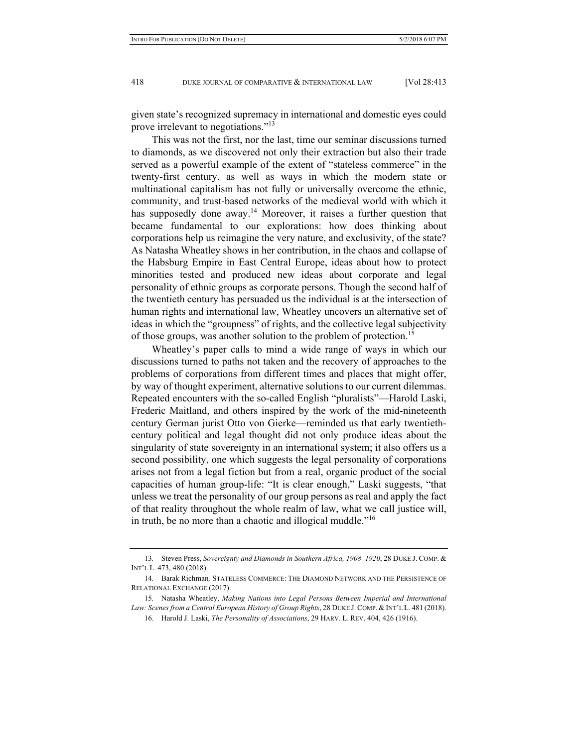given state's recognized supremacy in international and domestic eyes could prove irrelevant to negotiations."[13]

This was not the first, nor the last, time our seminar discussions turned to diamonds, as we discovered not only their extraction but also their trade served as a powerful example of the extent of "stateless commerce" in the twenty-first century, as well as ways in which the modern state or multinational capitalism has not fully or universally overcome the ethnic, community, and trust-based networks of the medieval world with which it has supposedly done away.[14] Moreover, it raises a further question that became fundamental to our explorations: how does thinking about corporations help us reimagine the very nature, and exclusivity, of the state? As Natasha Wheatley shows in her contribution, in the chaos and collapse of the Habsburg Empire in East Central Europe, ideas about how to protect minorities tested and produced new ideas about corporate and legal personality of ethnic groups as corporate persons. Though the second half of the twentieth century has persuaded us the individual is at the intersection of human rights and international law, Wheatley uncovers an alternative set of ideas in which the "groupness" of rights, and the collective legal subjectivity of those groups, was another solution to the problem of protection.[15]

Wheatley's paper calls to mind a wide range of ways in which our discussions turned to paths not taken and the recovery of approaches to the problems of corporations from different times and places that might offer, by way of thought experiment, alternative solutions to our current dilemmas. Repeated encounters with the so-called English "pluralists"—Harold Laski, Frederic Maitland, and others inspired by the work of the mid-nineteenth century German jurist Otto von Gierke—reminded us that early twentieth-century political and legal thought did not only produce ideas about the singularity of state sovereignty in an international system; it also offers us a second possibility, one which suggests the legal personality of corporations arises not from a legal fiction but from a real, organic product of the social capacities of human group-life: "It is clear enough," Laski suggests, "that unless we treat the personality of our group persons as real and apply the fact of that reality throughout the whole realm of law, what we call justice will, in truth, be no more than a chaotic and illogical muddle."[16]

---

13. Steven Press, *Sovereignty and Diamonds in Southern Africa, 1908–1920*, 28 DUKE J. COMP. & INT'L L. 473, 480 (2018).

14. Barak Richman, STATELESS COMMERCE: THE DIAMOND NETWORK AND THE PERSISTENCE OF RELATIONAL EXCHANGE (2017).

15. Natasha Wheatley, *Making Nations into Legal Persons Between Imperial and International Law: Scenes from a Central European History of Group Rights*, 28 DUKE J. COMP. & INT'L L. 481 (2018).

16. Harold J. Laski, *The Personality of Associations*, 29 HARV. L. REV. 404, 426 (1916).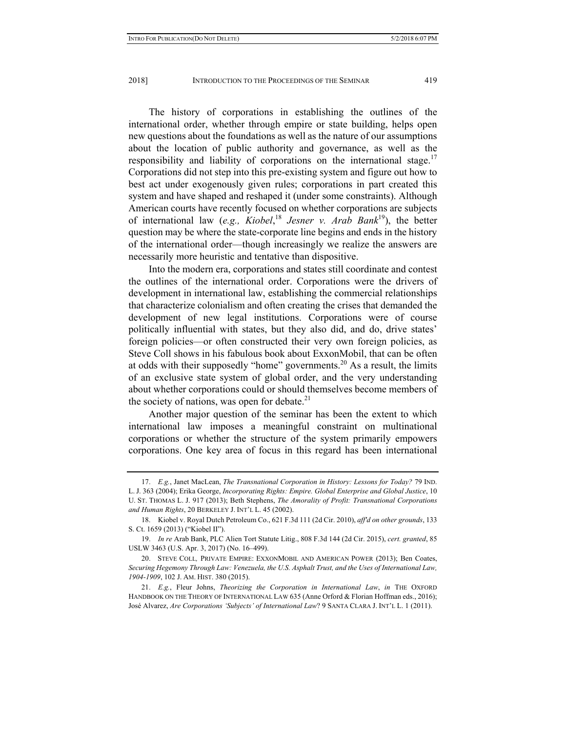The history of corporations in establishing the outlines of the international order, whether through empire or state building, helps open new questions about the foundations as well as the nature of our assumptions about the location of public authority and governance, as well as the responsibility and liability of corporations on the international stage.[17] Corporations did not step into this pre-existing system and figure out how to best act under exogenously given rules; corporations in part created this system and have shaped and reshaped it (under some constraints). Although American courts have recently focused on whether corporations are subjects of international law (*e.g., Kiobel*,[18] *Jesner v. Arab Bank*[19]), the better question may be where the state-corporate line begins and ends in the history of the international order—though increasingly we realize the answers are necessarily more heuristic and tentative than dispositive.

Into the modern era, corporations and states still coordinate and contest the outlines of the international order. Corporations were the drivers of development in international law, establishing the commercial relationships that characterize colonialism and often creating the crises that demanded the development of new legal institutions. Corporations were of course politically influential with states, but they also did, and do, drive states' foreign policies—or often constructed their very own foreign policies, as Steve Coll shows in his fabulous book about ExxonMobil, that can be often at odds with their supposedly "home" governments.[20] As a result, the limits of an exclusive state system of global order, and the very understanding about whether corporations could or should themselves become members of the society of nations, was open for debate.[21]

Another major question of the seminar has been the extent to which international law imposes a meaningful constraint on multinational corporations or whether the structure of the system primarily empowers corporations. One key area of focus in this regard has been international

---

17. *E.g.*, Janet MacLean, *The Transnational Corporation in History: Lessons for Today?* 79 IND. L. J. 363 (2004); Erika George, *Incorporating Rights: Empire. Global Enterprise and Global Justice*, 10 U. ST. THOMAS L. J. 917 (2013); Beth Stephens, *The Amorality of Profit: Transnational Corporations and Human Rights*, 20 BERKELEY J. INT'L L. 45 (2002).

18. Kiobel v. Royal Dutch Petroleum Co., 621 F.3d 111 (2d Cir. 2010), *aff'd on other grounds*, 133 S. Ct. 1659 (2013) ("Kiobel II").

19. *In re* Arab Bank, PLC Alien Tort Statute Litig., 808 F.3d 144 (2d Cir. 2015), *cert. granted*, 85 USLW 3463 (U.S. Apr. 3, 2017) (No. 16–499).

20. STEVE COLL, PRIVATE EMPIRE: EXXONMOBIL AND AMERICAN POWER (2013); Ben Coates, *Securing Hegemony Through Law: Venezuela, the U.S. Asphalt Trust, and the Uses of International Law, 1904-1909*, 102 J. AM. HIST. 380 (2015).

21. *E.g.*, Fleur Johns, *Theorizing the Corporation in International Law*, *in* THE OXFORD HANDBOOK ON THE THEORY OF INTERNATIONAL LAW 635 (Anne Orford & Florian Hoffman eds., 2016); José Alvarez, *Are Corporations 'Subjects' of International Law*? 9 SANTA CLARA J. INT'L L. 1 (2011).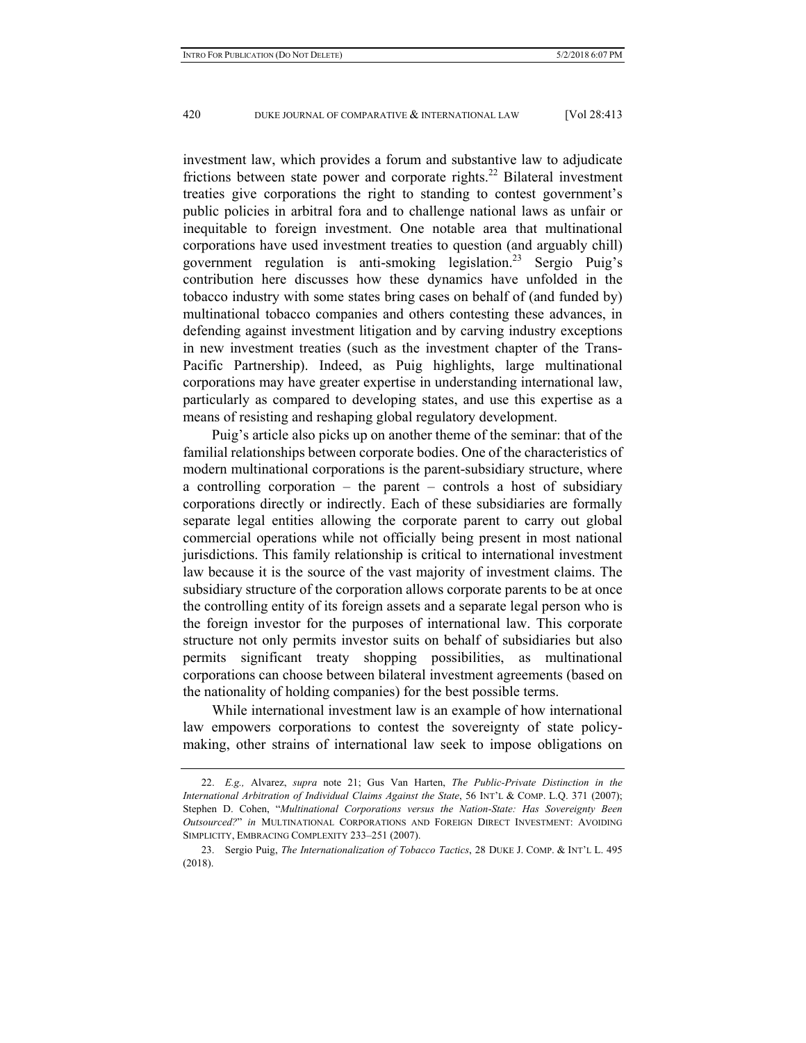investment law, which provides a forum and substantive law to adjudicate frictions between state power and corporate rights.[22] Bilateral investment treaties give corporations the right to standing to contest government's public policies in arbitral fora and to challenge national laws as unfair or inequitable to foreign investment. One notable area that multinational corporations have used investment treaties to question (and arguably chill) government regulation is anti-smoking legislation.[23] Sergio Puig's contribution here discusses how these dynamics have unfolded in the tobacco industry with some states bring cases on behalf of (and funded by) multinational tobacco companies and others contesting these advances, in defending against investment litigation and by carving industry exceptions in new investment treaties (such as the investment chapter of the Trans-Pacific Partnership). Indeed, as Puig highlights, large multinational corporations may have greater expertise in understanding international law, particularly as compared to developing states, and use this expertise as a means of resisting and reshaping global regulatory development.

Puig's article also picks up on another theme of the seminar: that of the familial relationships between corporate bodies. One of the characteristics of modern multinational corporations is the parent-subsidiary structure, where a controlling corporation – the parent – controls a host of subsidiary corporations directly or indirectly. Each of these subsidiaries are formally separate legal entities allowing the corporate parent to carry out global commercial operations while not officially being present in most national jurisdictions. This family relationship is critical to international investment law because it is the source of the vast majority of investment claims. The subsidiary structure of the corporation allows corporate parents to be at once the controlling entity of its foreign assets and a separate legal person who is the foreign investor for the purposes of international law. This corporate structure not only permits investor suits on behalf of subsidiaries but also permits significant treaty shopping possibilities, as multinational corporations can choose between bilateral investment agreements (based on the nationality of holding companies) for the best possible terms.

While international investment law is an example of how international law empowers corporations to contest the sovereignty of state policy-making, other strains of international law seek to impose obligations on

---

22. *E.g.,* Alvarez, *supra* note 21; Gus Van Harten, *The Public-Private Distinction in the International Arbitration of Individual Claims Against the State*, 56 INT'L & COMP. L.Q. 371 (2007); Stephen D. Cohen, "*Multinational Corporations versus the Nation-State: Has Sovereignty Been Outsourced?*" *in* MULTINATIONAL CORPORATIONS AND FOREIGN DIRECT INVESTMENT: AVOIDING SIMPLICITY, EMBRACING COMPLEXITY 233–251 (2007).

23. Sergio Puig, *The Internationalization of Tobacco Tactics*, 28 DUKE J. COMP. & INT'L L. 495 (2018).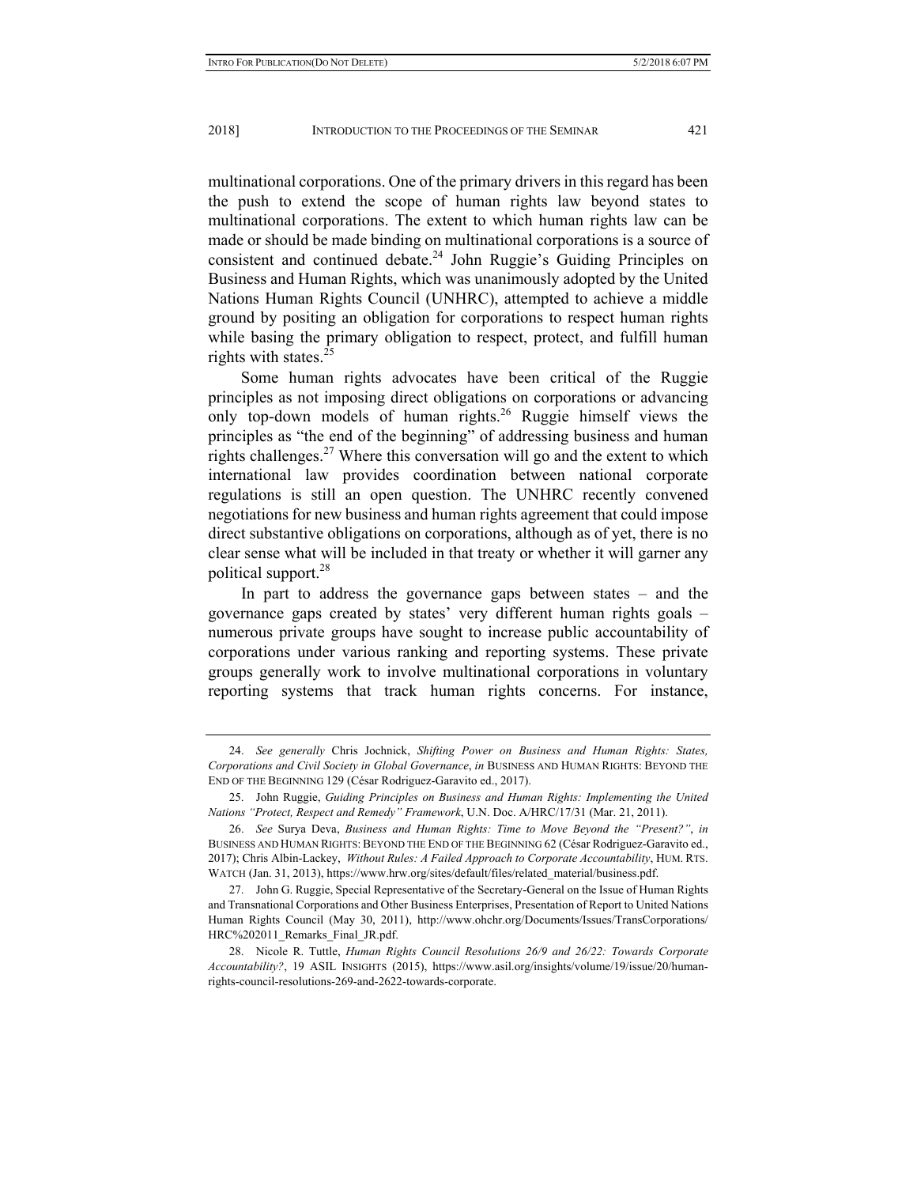multinational corporations. One of the primary drivers in this regard has been the push to extend the scope of human rights law beyond states to multinational corporations. The extent to which human rights law can be made or should be made binding on multinational corporations is a source of consistent and continued debate.[24] John Ruggie's Guiding Principles on Business and Human Rights, which was unanimously adopted by the United Nations Human Rights Council (UNHRC), attempted to achieve a middle ground by positing an obligation for corporations to respect human rights while basing the primary obligation to respect, protect, and fulfill human rights with states.[25]

Some human rights advocates have been critical of the Ruggie principles as not imposing direct obligations on corporations or advancing only top-down models of human rights.[26] Ruggie himself views the principles as "the end of the beginning" of addressing business and human rights challenges.[27] Where this conversation will go and the extent to which international law provides coordination between national corporate regulations is still an open question. The UNHRC recently convened negotiations for new business and human rights agreement that could impose direct substantive obligations on corporations, although as of yet, there is no clear sense what will be included in that treaty or whether it will garner any political support.[28]

In part to address the governance gaps between states – and the governance gaps created by states' very different human rights goals – numerous private groups have sought to increase public accountability of corporations under various ranking and reporting systems. These private groups generally work to involve multinational corporations in voluntary reporting systems that track human rights concerns. For instance,

---

24. *See generally* Chris Jochnick, *Shifting Power on Business and Human Rights: States, Corporations and Civil Society in Global Governance*, *in* BUSINESS AND HUMAN RIGHTS: BEYOND THE END OF THE BEGINNING 129 (César Rodriguez-Garavito ed., 2017).

25. John Ruggie, *Guiding Principles on Business and Human Rights: Implementing the United Nations "Protect, Respect and Remedy" Framework*, U.N. Doc. A/HRC/17/31 (Mar. 21, 2011).

26. *See* Surya Deva, *Business and Human Rights: Time to Move Beyond the "Present?"*, *in* BUSINESS AND HUMAN RIGHTS: BEYOND THE END OF THE BEGINNING 62 (César Rodriguez-Garavito ed., 2017); Chris Albin-Lackey, *Without Rules: A Failed Approach to Corporate Accountability*, HUM. RTS. WATCH (Jan. 31, 2013), https://www.hrw.org/sites/default/files/related_material/business.pdf.

27. John G. Ruggie, Special Representative of the Secretary-General on the Issue of Human Rights and Transnational Corporations and Other Business Enterprises, Presentation of Report to United Nations Human Rights Council (May 30, 2011), http://www.ohchr.org/Documents/Issues/TransCorporations/HRC%202011_Remarks_Final_JR.pdf.

28. Nicole R. Tuttle, *Human Rights Council Resolutions 26/9 and 26/22: Towards Corporate Accountability?*, 19 ASIL INSIGHTS (2015), https://www.asil.org/insights/volume/19/issue/20/human-rights-council-resolutions-269-and-2622-towards-corporate.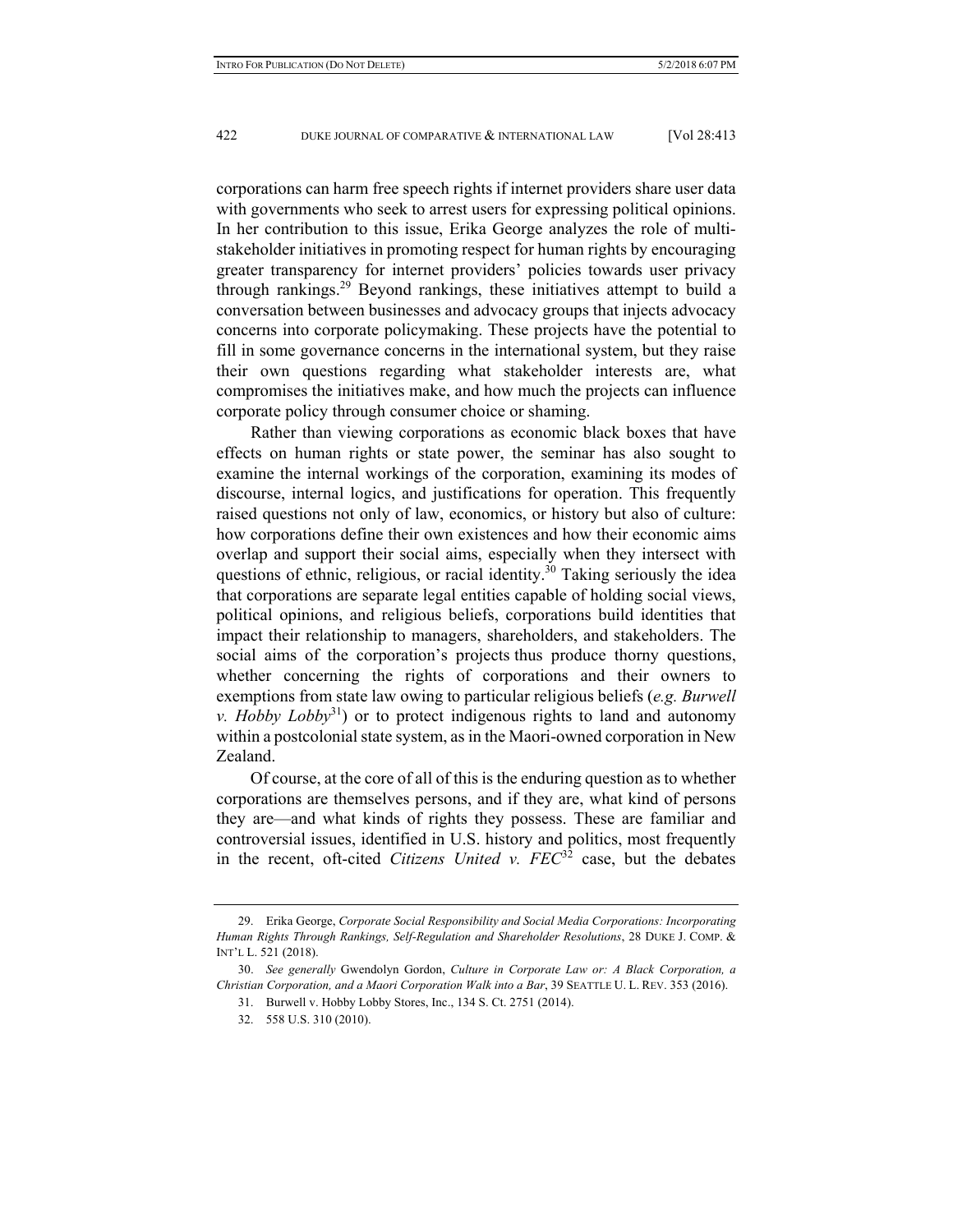corporations can harm free speech rights if internet providers share user data with governments who seek to arrest users for expressing political opinions. In her contribution to this issue, Erika George analyzes the role of multi-stakeholder initiatives in promoting respect for human rights by encouraging greater transparency for internet providers' policies towards user privacy through rankings.[29] Beyond rankings, these initiatives attempt to build a conversation between businesses and advocacy groups that injects advocacy concerns into corporate policymaking. These projects have the potential to fill in some governance concerns in the international system, but they raise their own questions regarding what stakeholder interests are, what compromises the initiatives make, and how much the projects can influence corporate policy through consumer choice or shaming.

Rather than viewing corporations as economic black boxes that have effects on human rights or state power, the seminar has also sought to examine the internal workings of the corporation, examining its modes of discourse, internal logics, and justifications for operation. This frequently raised questions not only of law, economics, or history but also of culture: how corporations define their own existences and how their economic aims overlap and support their social aims, especially when they intersect with questions of ethnic, religious, or racial identity.[30] Taking seriously the idea that corporations are separate legal entities capable of holding social views, political opinions, and religious beliefs, corporations build identities that impact their relationship to managers, shareholders, and stakeholders. The social aims of the corporation's projects thus produce thorny questions, whether concerning the rights of corporations and their owners to exemptions from state law owing to particular religious beliefs (*e.g. Burwell v. Hobby Lobby*[31]) or to protect indigenous rights to land and autonomy within a postcolonial state system, as in the Maori-owned corporation in New Zealand.

Of course, at the core of all of this is the enduring question as to whether corporations are themselves persons, and if they are, what kind of persons they are—and what kinds of rights they possess. These are familiar and controversial issues, identified in U.S. history and politics, most frequently in the recent, oft-cited *Citizens United v. FEC*[32] case, but the debates

---

29. Erika George, *Corporate Social Responsibility and Social Media Corporations: Incorporating Human Rights Through Rankings, Self-Regulation and Shareholder Resolutions*, 28 DUKE J. COMP. & INT'L L. 521 (2018).

30. *See generally* Gwendolyn Gordon, *Culture in Corporate Law or: A Black Corporation, a Christian Corporation, and a Maori Corporation Walk into a Bar*, 39 SEATTLE U. L. REV. 353 (2016).

31. Burwell v. Hobby Lobby Stores, Inc., 134 S. Ct. 2751 (2014).

32. 558 U.S. 310 (2010).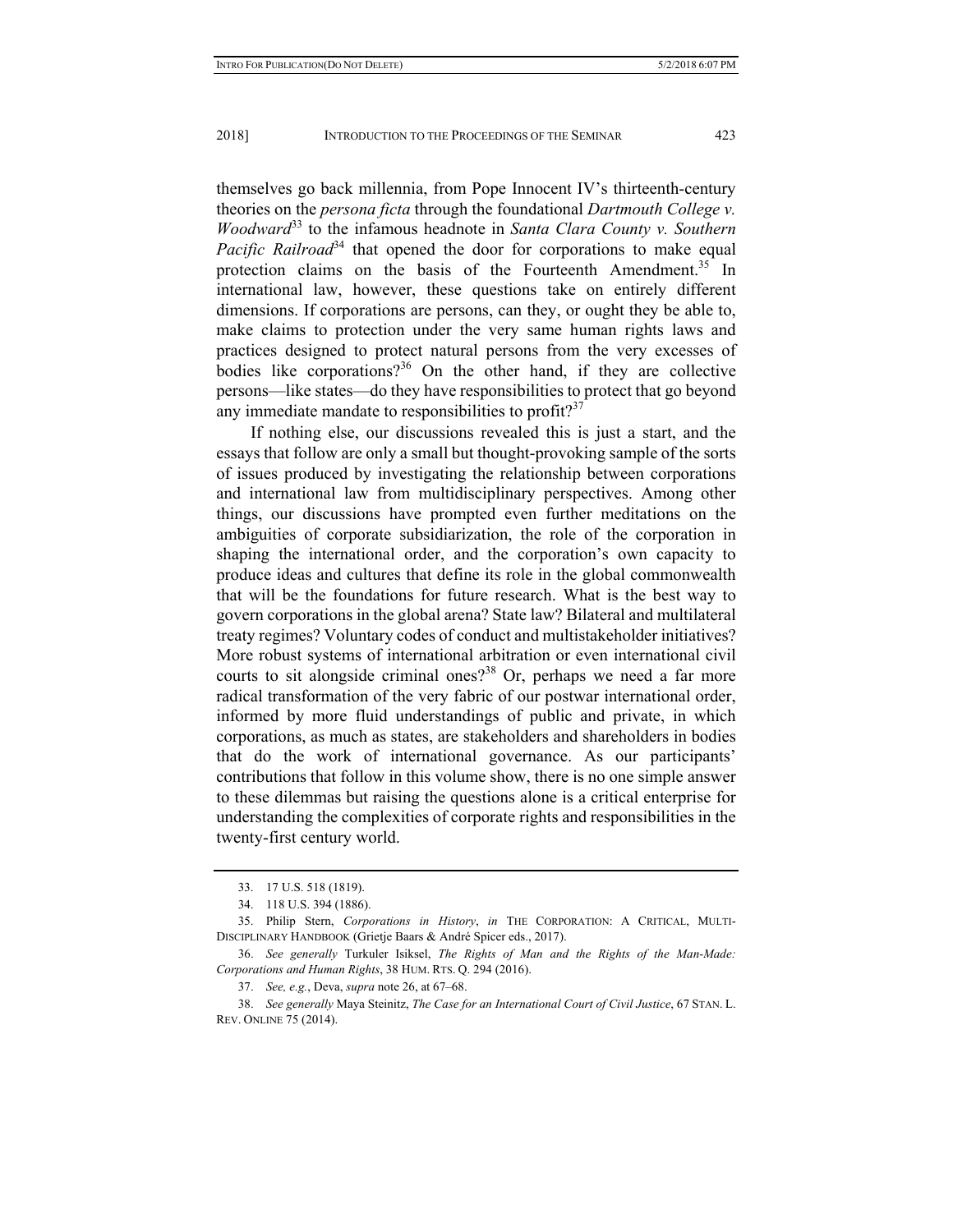themselves go back millennia, from Pope Innocent IV's thirteenth-century theories on the *persona ficta* through the foundational *Dartmouth College v. Woodward*[33] to the infamous headnote in *Santa Clara County v. Southern Pacific Railroad*[34] that opened the door for corporations to make equal protection claims on the basis of the Fourteenth Amendment.[35] In international law, however, these questions take on entirely different dimensions. If corporations are persons, can they, or ought they be able to, make claims to protection under the very same human rights laws and practices designed to protect natural persons from the very excesses of bodies like corporations?[36] On the other hand, if they are collective persons—like states—do they have responsibilities to protect that go beyond any immediate mandate to responsibilities to profit?[37]

If nothing else, our discussions revealed this is just a start, and the essays that follow are only a small but thought-provoking sample of the sorts of issues produced by investigating the relationship between corporations and international law from multidisciplinary perspectives. Among other things, our discussions have prompted even further meditations on the ambiguities of corporate subsidiarization, the role of the corporation in shaping the international order, and the corporation's own capacity to produce ideas and cultures that define its role in the global commonwealth that will be the foundations for future research. What is the best way to govern corporations in the global arena? State law? Bilateral and multilateral treaty regimes? Voluntary codes of conduct and multistakeholder initiatives? More robust systems of international arbitration or even international civil courts to sit alongside criminal ones?[38] Or, perhaps we need a far more radical transformation of the very fabric of our postwar international order, informed by more fluid understandings of public and private, in which corporations, as much as states, are stakeholders and shareholders in bodies that do the work of international governance. As our participants' contributions that follow in this volume show, there is no one simple answer to these dilemmas but raising the questions alone is a critical enterprise for understanding the complexities of corporate rights and responsibilities in the twenty-first century world.

---

33. 17 U.S. 518 (1819).

34. 118 U.S. 394 (1886).

35. Philip Stern, *Corporations in History*, *in* THE CORPORATION: A CRITICAL, MULTI-DISCIPLINARY HANDBOOK (Grietje Baars & André Spicer eds., 2017).

36. *See generally* Turkuler Isiksel, *The Rights of Man and the Rights of the Man-Made: Corporations and Human Rights*, 38 HUM. RTS. Q. 294 (2016).

37. *See, e.g.*, Deva, *supra* note 26, at 67–68.

38. *See generally* Maya Steinitz, *The Case for an International Court of Civil Justice*, 67 STAN. L. REV. ONLINE 75 (2014).